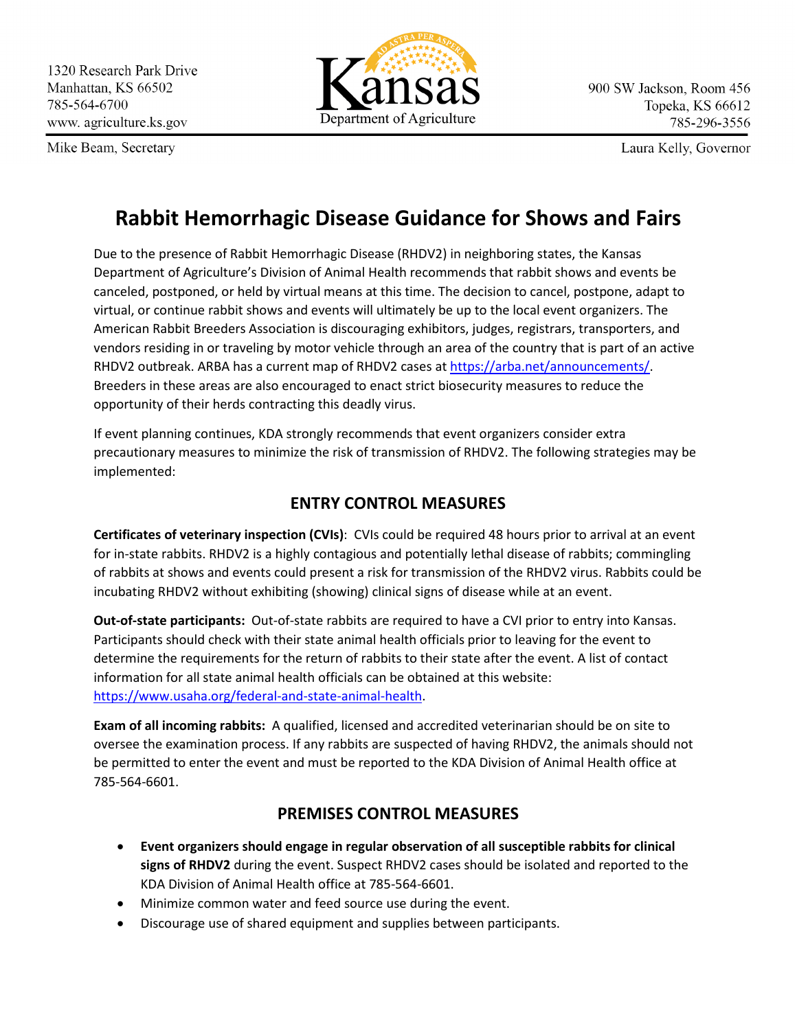1320 Research Park Drive
Manhattan, KS 66502
785-564-6700
www. agriculture.ks.gov

Kansas Department of Agriculture

900 SW Jackson, Room 456
Topeka, KS 66612
785-296-3556

Mike Beam, Secretary

Laura Kelly, Governor

# Rabbit Hemorrhagic Disease Guidance for Shows and Fairs

Due to the presence of Rabbit Hemorrhagic Disease (RHDV2) in neighboring states, the Kansas Department of Agriculture's Division of Animal Health recommends that rabbit shows and events be canceled, postponed, or held by virtual means at this time. The decision to cancel, postpone, adapt to virtual, or continue rabbit shows and events will ultimately be up to the local event organizers. The American Rabbit Breeders Association is discouraging exhibitors, judges, registrars, transporters, and vendors residing in or traveling by motor vehicle through an area of the country that is part of an active RHDV2 outbreak. ARBA has a current map of RHDV2 cases at https://arba.net/announcements/. Breeders in these areas are also encouraged to enact strict biosecurity measures to reduce the opportunity of their herds contracting this deadly virus.

If event planning continues, KDA strongly recommends that event organizers consider extra precautionary measures to minimize the risk of transmission of RHDV2. The following strategies may be implemented:

## ENTRY CONTROL MEASURES

**Certificates of veterinary inspection (CVIs)**: CVIs could be required 48 hours prior to arrival at an event for in-state rabbits. RHDV2 is a highly contagious and potentially lethal disease of rabbits; commingling of rabbits at shows and events could present a risk for transmission of the RHDV2 virus. Rabbits could be incubating RHDV2 without exhibiting (showing) clinical signs of disease while at an event.

**Out-of-state participants:** Out-of-state rabbits are required to have a CVI prior to entry into Kansas. Participants should check with their state animal health officials prior to leaving for the event to determine the requirements for the return of rabbits to their state after the event. A list of contact information for all state animal health officials can be obtained at this website: https://www.usaha.org/federal-and-state-animal-health.

**Exam of all incoming rabbits:** A qualified, licensed and accredited veterinarian should be on site to oversee the examination process. If any rabbits are suspected of having RHDV2, the animals should not be permitted to enter the event and must be reported to the KDA Division of Animal Health office at 785-564-6601.

## PREMISES CONTROL MEASURES

- **Event organizers should engage in regular observation of all susceptible rabbits for clinical signs of RHDV2** during the event. Suspect RHDV2 cases should be isolated and reported to the KDA Division of Animal Health office at 785-564-6601.
- Minimize common water and feed source use during the event.
- Discourage use of shared equipment and supplies between participants.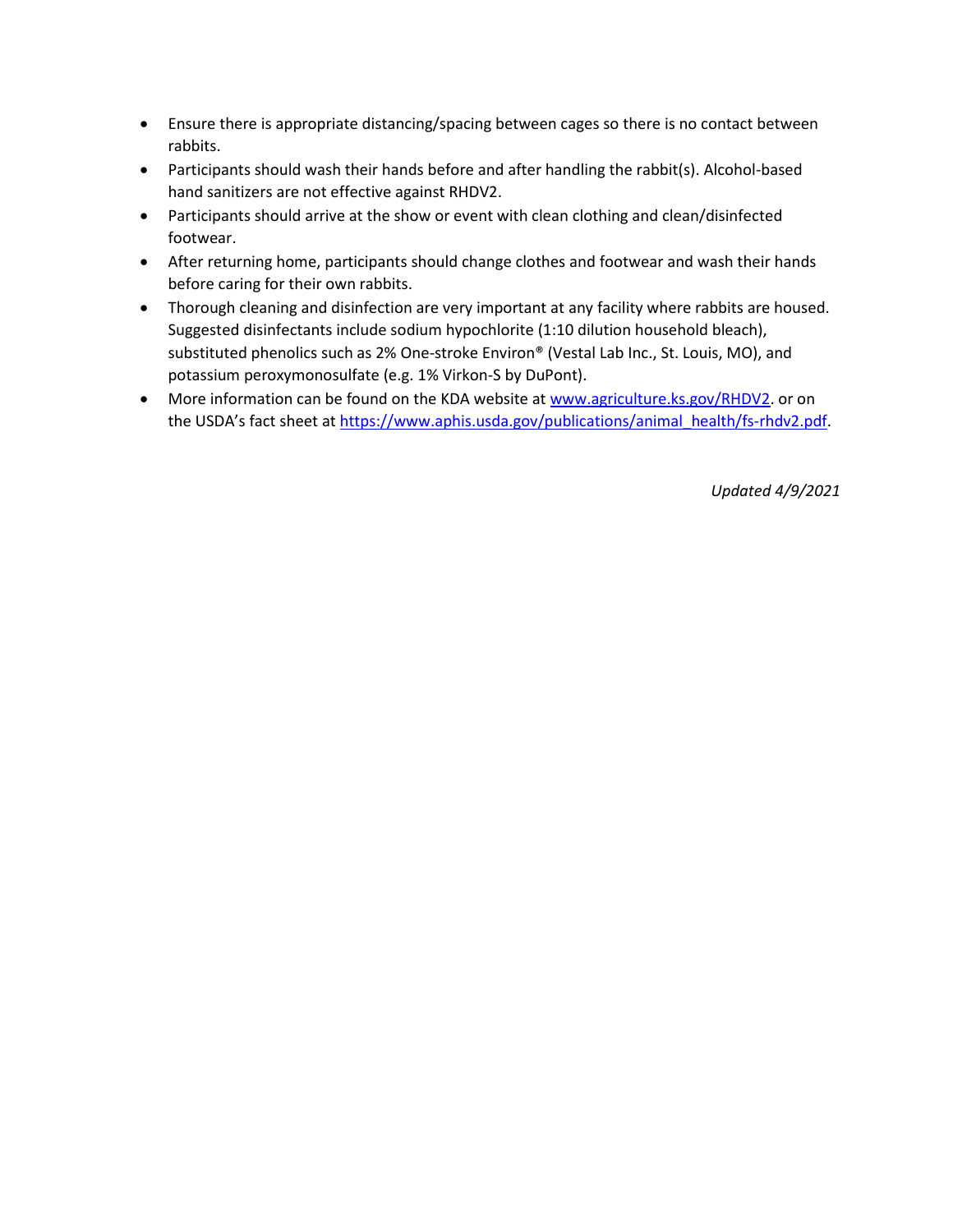- Ensure there is appropriate distancing/spacing between cages so there is no contact between rabbits.
- Participants should wash their hands before and after handling the rabbit(s). Alcohol-based hand sanitizers are not effective against RHDV2.
- Participants should arrive at the show or event with clean clothing and clean/disinfected footwear.
- After returning home, participants should change clothes and footwear and wash their hands before caring for their own rabbits.
- Thorough cleaning and disinfection are very important at any facility where rabbits are housed. Suggested disinfectants include sodium hypochlorite (1:10 dilution household bleach), substituted phenolics such as 2% One-stroke Environ® (Vestal Lab Inc., St. Louis, MO), and potassium peroxymonosulfate (e.g. 1% Virkon-S by DuPont).
- More information can be found on the KDA website at [www.agriculture.ks.gov/RHDV2](http://www.agriculture.ks.gov/RHDV2). or on the USDA's fact sheet at [https://www.aphis.usda.gov/publications/animal_health/fs-rhdv2.pdf](https://www.aphis.usda.gov/publications/animal_health/fs-rhdv2.pdf).

*Updated 4/9/2021*